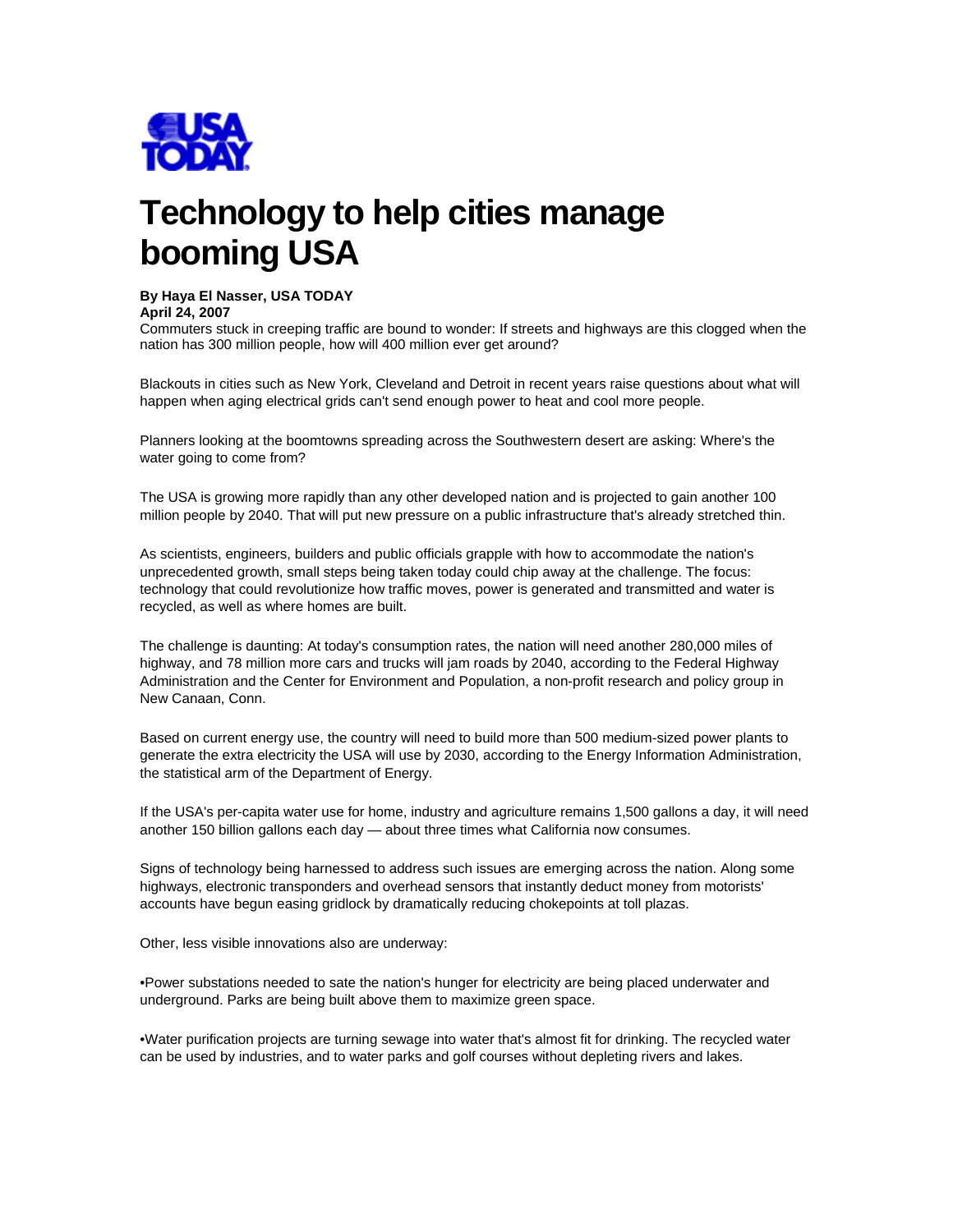USA TODAY

# Technology to help cities manage booming USA

**By Haya El Nasser, USA TODAY**
**April 24, 2007**

Commuters stuck in creeping traffic are bound to wonder: If streets and highways are this clogged when the nation has 300 million people, how will 400 million ever get around?

Blackouts in cities such as New York, Cleveland and Detroit in recent years raise questions about what will happen when aging electrical grids can't send enough power to heat and cool more people.

Planners looking at the boomtowns spreading across the Southwestern desert are asking: Where's the water going to come from?

The USA is growing more rapidly than any other developed nation and is projected to gain another 100 million people by 2040. That will put new pressure on a public infrastructure that's already stretched thin.

As scientists, engineers, builders and public officials grapple with how to accommodate the nation's unprecedented growth, small steps being taken today could chip away at the challenge. The focus: technology that could revolutionize how traffic moves, power is generated and transmitted and water is recycled, as well as where homes are built.

The challenge is daunting: At today's consumption rates, the nation will need another 280,000 miles of highway, and 78 million more cars and trucks will jam roads by 2040, according to the Federal Highway Administration and the Center for Environment and Population, a non-profit research and policy group in New Canaan, Conn.

Based on current energy use, the country will need to build more than 500 medium-sized power plants to generate the extra electricity the USA will use by 2030, according to the Energy Information Administration, the statistical arm of the Department of Energy.

If the USA's per-capita water use for home, industry and agriculture remains 1,500 gallons a day, it will need another 150 billion gallons each day — about three times what California now consumes.

Signs of technology being harnessed to address such issues are emerging across the nation. Along some highways, electronic transponders and overhead sensors that instantly deduct money from motorists' accounts have begun easing gridlock by dramatically reducing chokepoints at toll plazas.

Other, less visible innovations also are underway:

- Power substations needed to sate the nation's hunger for electricity are being placed underwater and underground. Parks are being built above them to maximize green space.

- Water purification projects are turning sewage into water that's almost fit for drinking. The recycled water can be used by industries, and to water parks and golf courses without depleting rivers and lakes.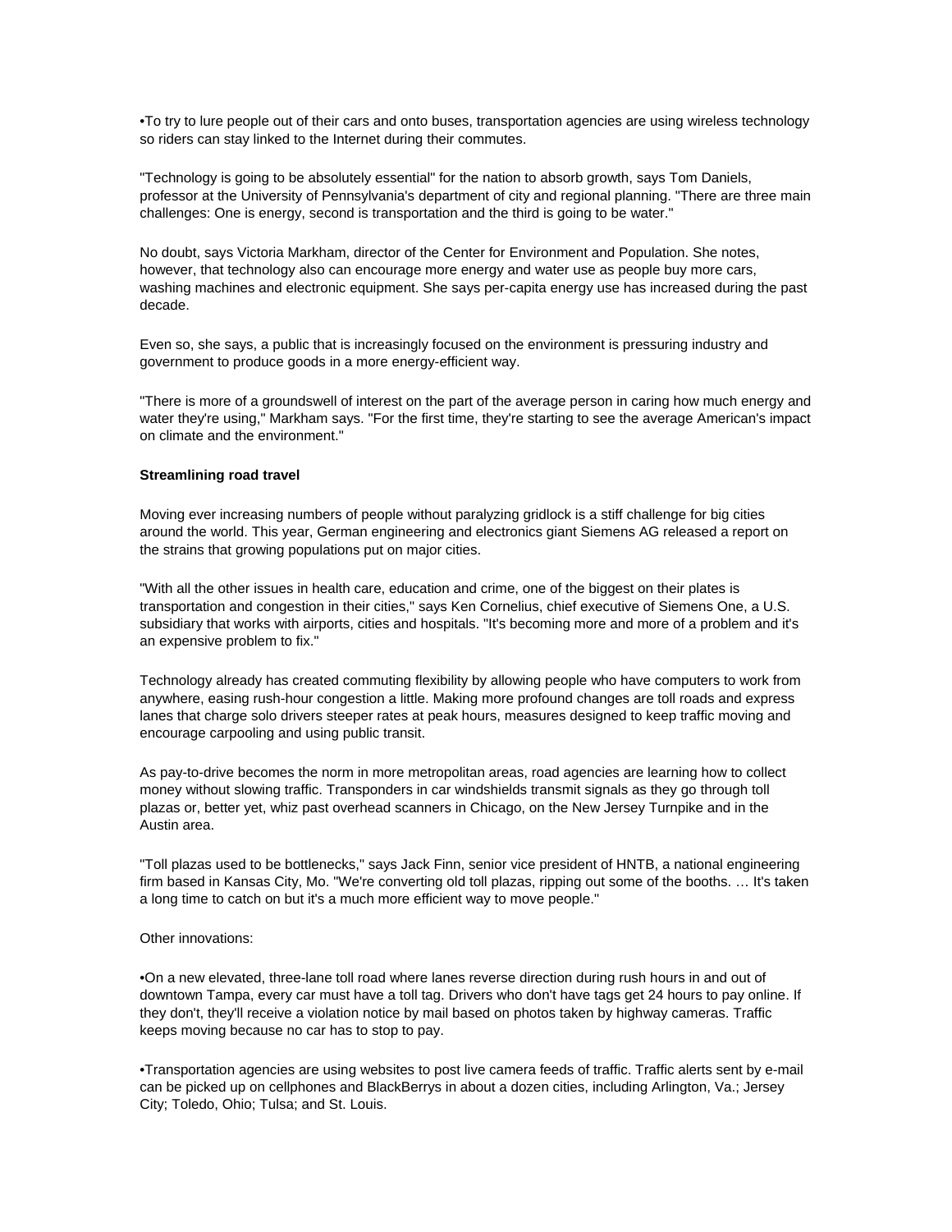•To try to lure people out of their cars and onto buses, transportation agencies are using wireless technology so riders can stay linked to the Internet during their commutes.

"Technology is going to be absolutely essential" for the nation to absorb growth, says Tom Daniels, professor at the University of Pennsylvania's department of city and regional planning. "There are three main challenges: One is energy, second is transportation and the third is going to be water."

No doubt, says Victoria Markham, director of the Center for Environment and Population. She notes, however, that technology also can encourage more energy and water use as people buy more cars, washing machines and electronic equipment. She says per-capita energy use has increased during the past decade.

Even so, she says, a public that is increasingly focused on the environment is pressuring industry and government to produce goods in a more energy-efficient way.

"There is more of a groundswell of interest on the part of the average person in caring how much energy and water they're using," Markham says. "For the first time, they're starting to see the average American's impact on climate and the environment."

**Streamlining road travel**

Moving ever increasing numbers of people without paralyzing gridlock is a stiff challenge for big cities around the world. This year, German engineering and electronics giant Siemens AG released a report on the strains that growing populations put on major cities.

"With all the other issues in health care, education and crime, one of the biggest on their plates is transportation and congestion in their cities," says Ken Cornelius, chief executive of Siemens One, a U.S. subsidiary that works with airports, cities and hospitals. "It's becoming more and more of a problem and it's an expensive problem to fix."

Technology already has created commuting flexibility by allowing people who have computers to work from anywhere, easing rush-hour congestion a little. Making more profound changes are toll roads and express lanes that charge solo drivers steeper rates at peak hours, measures designed to keep traffic moving and encourage carpooling and using public transit.

As pay-to-drive becomes the norm in more metropolitan areas, road agencies are learning how to collect money without slowing traffic. Transponders in car windshields transmit signals as they go through toll plazas or, better yet, whiz past overhead scanners in Chicago, on the New Jersey Turnpike and in the Austin area.

"Toll plazas used to be bottlenecks," says Jack Finn, senior vice president of HNTB, a national engineering firm based in Kansas City, Mo. "We're converting old toll plazas, ripping out some of the booths. … It's taken a long time to catch on but it's a much more efficient way to move people."

Other innovations:

•On a new elevated, three-lane toll road where lanes reverse direction during rush hours in and out of downtown Tampa, every car must have a toll tag. Drivers who don't have tags get 24 hours to pay online. If they don't, they'll receive a violation notice by mail based on photos taken by highway cameras. Traffic keeps moving because no car has to stop to pay.

•Transportation agencies are using websites to post live camera feeds of traffic. Traffic alerts sent by e-mail can be picked up on cellphones and BlackBerrys in about a dozen cities, including Arlington, Va.; Jersey City; Toledo, Ohio; Tulsa; and St. Louis.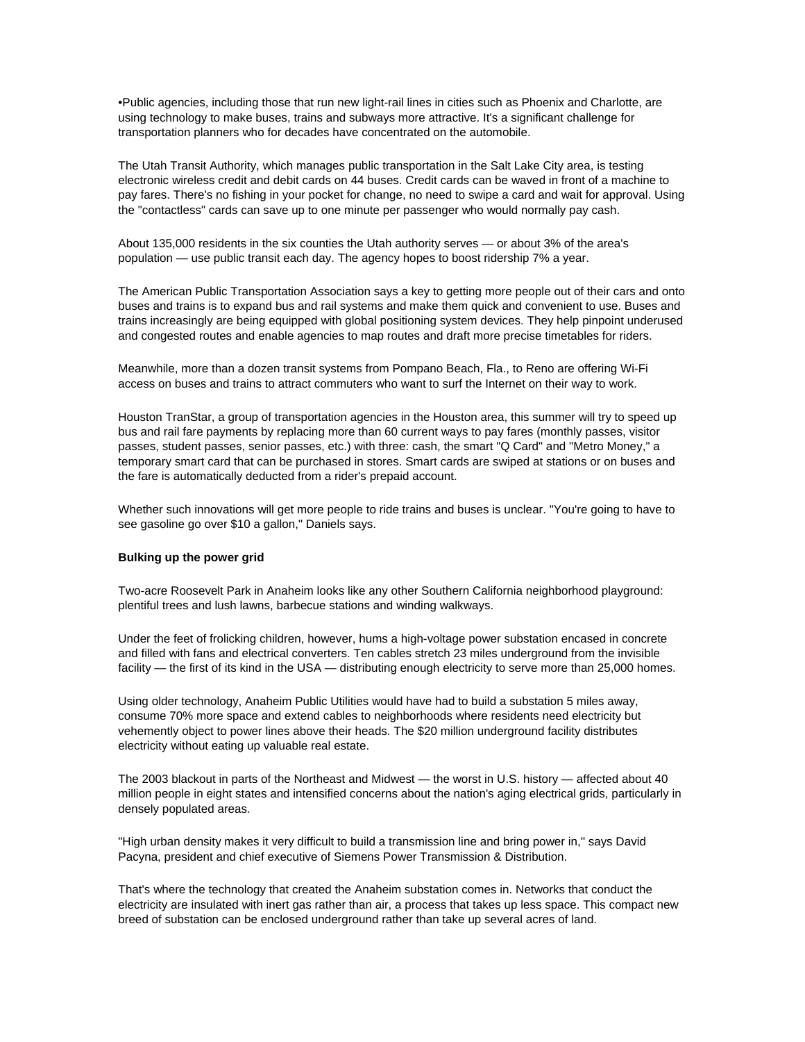•Public agencies, including those that run new light-rail lines in cities such as Phoenix and Charlotte, are using technology to make buses, trains and subways more attractive. It's a significant challenge for transportation planners who for decades have concentrated on the automobile.

The Utah Transit Authority, which manages public transportation in the Salt Lake City area, is testing electronic wireless credit and debit cards on 44 buses. Credit cards can be waved in front of a machine to pay fares. There's no fishing in your pocket for change, no need to swipe a card and wait for approval. Using the "contactless" cards can save up to one minute per passenger who would normally pay cash.

About 135,000 residents in the six counties the Utah authority serves — or about 3% of the area's population — use public transit each day. The agency hopes to boost ridership 7% a year.

The American Public Transportation Association says a key to getting more people out of their cars and onto buses and trains is to expand bus and rail systems and make them quick and convenient to use. Buses and trains increasingly are being equipped with global positioning system devices. They help pinpoint underused and congested routes and enable agencies to map routes and draft more precise timetables for riders.

Meanwhile, more than a dozen transit systems from Pompano Beach, Fla., to Reno are offering Wi-Fi access on buses and trains to attract commuters who want to surf the Internet on their way to work.

Houston TranStar, a group of transportation agencies in the Houston area, this summer will try to speed up bus and rail fare payments by replacing more than 60 current ways to pay fares (monthly passes, visitor passes, student passes, senior passes, etc.) with three: cash, the smart "Q Card" and "Metro Money," a temporary smart card that can be purchased in stores. Smart cards are swiped at stations or on buses and the fare is automatically deducted from a rider's prepaid account.

Whether such innovations will get more people to ride trains and buses is unclear. "You're going to have to see gasoline go over $10 a gallon," Daniels says.

**Bulking up the power grid**

Two-acre Roosevelt Park in Anaheim looks like any other Southern California neighborhood playground: plentiful trees and lush lawns, barbecue stations and winding walkways.

Under the feet of frolicking children, however, hums a high-voltage power substation encased in concrete and filled with fans and electrical converters. Ten cables stretch 23 miles underground from the invisible facility — the first of its kind in the USA — distributing enough electricity to serve more than 25,000 homes.

Using older technology, Anaheim Public Utilities would have had to build a substation 5 miles away, consume 70% more space and extend cables to neighborhoods where residents need electricity but vehemently object to power lines above their heads. The $20 million underground facility distributes electricity without eating up valuable real estate.

The 2003 blackout in parts of the Northeast and Midwest — the worst in U.S. history — affected about 40 million people in eight states and intensified concerns about the nation's aging electrical grids, particularly in densely populated areas.

"High urban density makes it very difficult to build a transmission line and bring power in," says David Pacyna, president and chief executive of Siemens Power Transmission & Distribution.

That's where the technology that created the Anaheim substation comes in. Networks that conduct the electricity are insulated with inert gas rather than air, a process that takes up less space. This compact new breed of substation can be enclosed underground rather than take up several acres of land.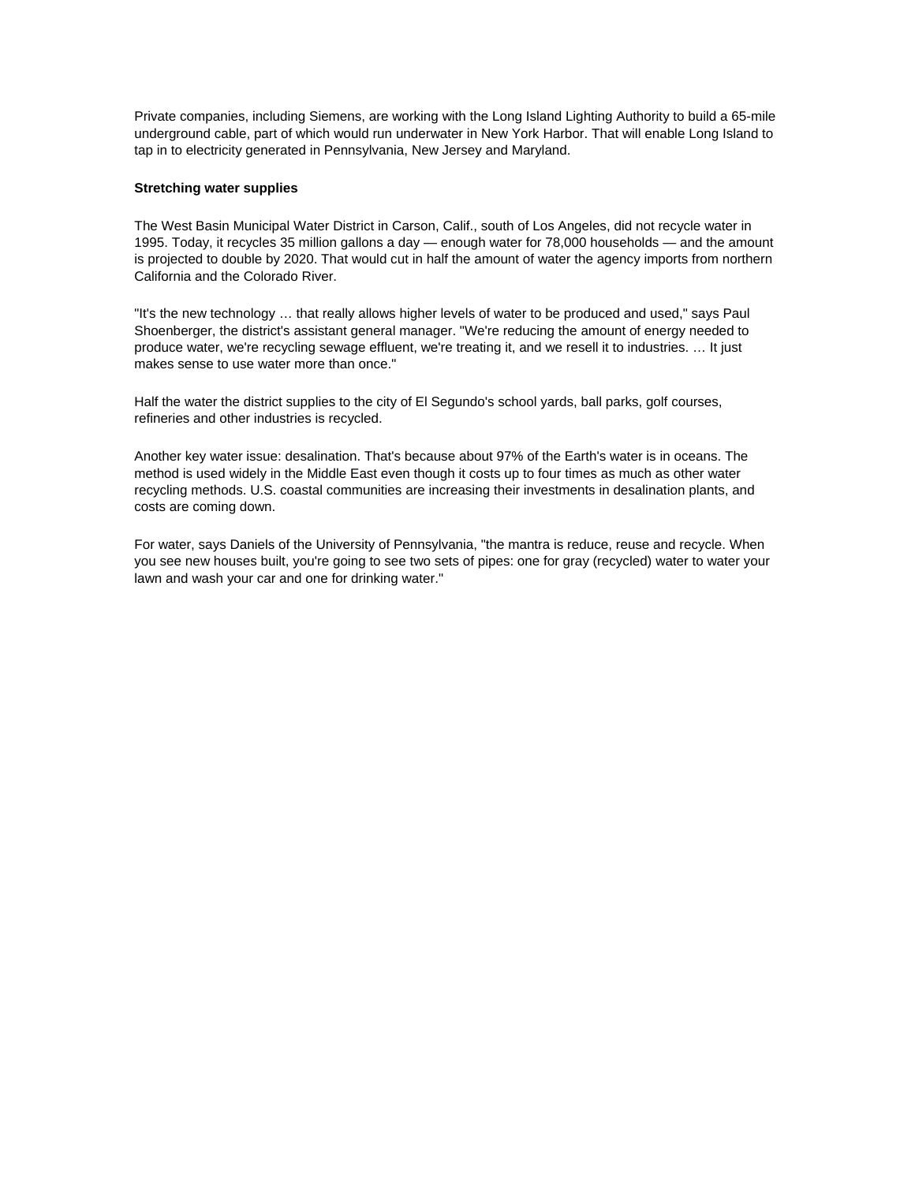Private companies, including Siemens, are working with the Long Island Lighting Authority to build a 65-mile underground cable, part of which would run underwater in New York Harbor. That will enable Long Island to tap in to electricity generated in Pennsylvania, New Jersey and Maryland.

**Stretching water supplies**

The West Basin Municipal Water District in Carson, Calif., south of Los Angeles, did not recycle water in 1995. Today, it recycles 35 million gallons a day — enough water for 78,000 households — and the amount is projected to double by 2020. That would cut in half the amount of water the agency imports from northern California and the Colorado River.

"It's the new technology … that really allows higher levels of water to be produced and used," says Paul Shoenberger, the district's assistant general manager. "We're reducing the amount of energy needed to produce water, we're recycling sewage effluent, we're treating it, and we resell it to industries. … It just makes sense to use water more than once."

Half the water the district supplies to the city of El Segundo's school yards, ball parks, golf courses, refineries and other industries is recycled.

Another key water issue: desalination. That's because about 97% of the Earth's water is in oceans. The method is used widely in the Middle East even though it costs up to four times as much as other water recycling methods. U.S. coastal communities are increasing their investments in desalination plants, and costs are coming down.

For water, says Daniels of the University of Pennsylvania, "the mantra is reduce, reuse and recycle. When you see new houses built, you're going to see two sets of pipes: one for gray (recycled) water to water your lawn and wash your car and one for drinking water."